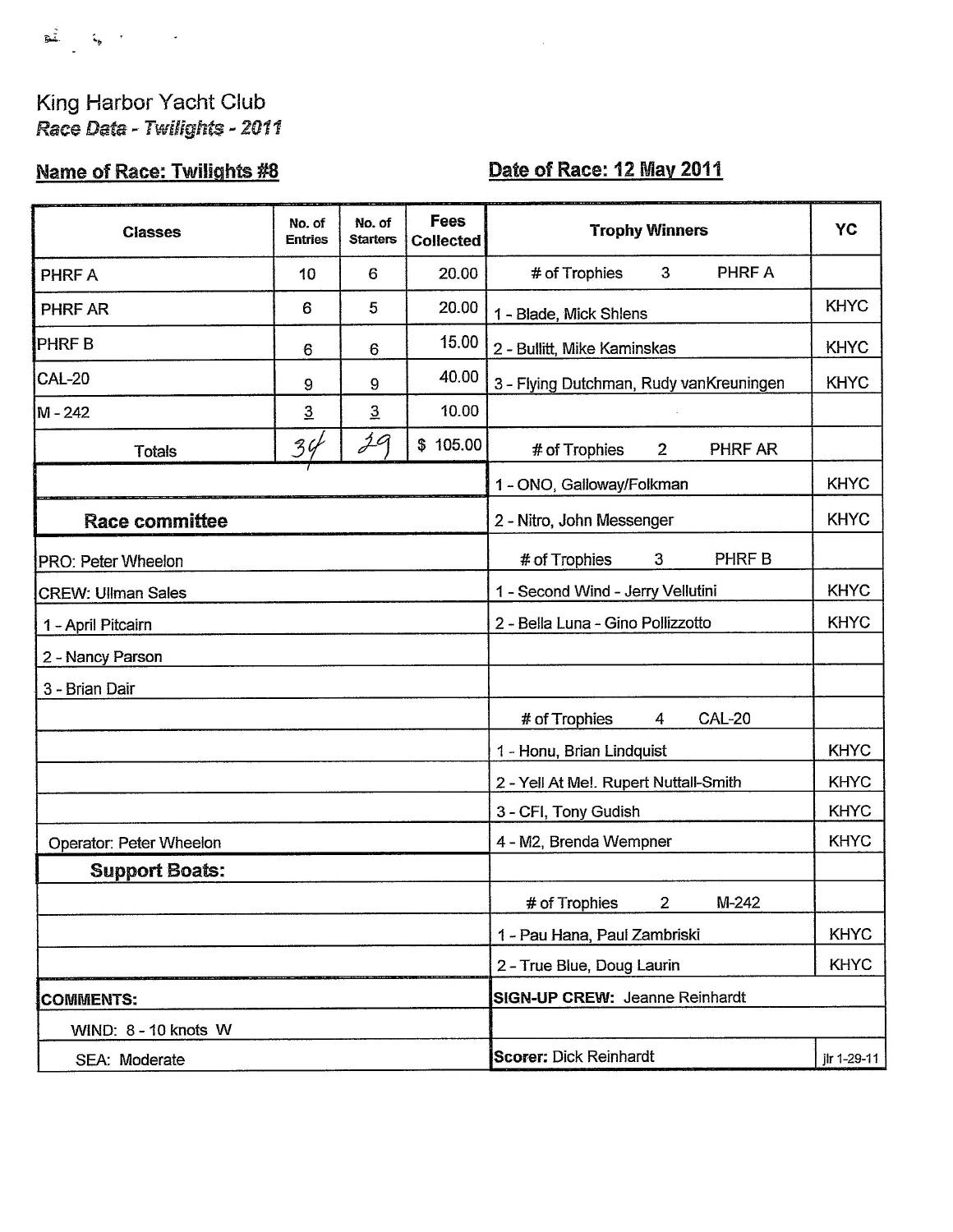King Harbor Yacht Club

*Race Data - Twilights - 2011*

**Name of Race: Twilights #8** **Date of Race: 12 May 2011**

| Classes | No. of Entries | No. of Starters | Fees Collected | Trophy Winners | YC |
|---|---|---|---|---|---|
| PHRF A | 10 | 6 | 20.00 | # of Trophies 3 PHRF A | |
| PHRF AR | 6 | 5 | 20.00 | 1 - Blade, Mick Shlens | KHYC |
| PHRF B | 6 | 6 | 15.00 | 2 - Bullitt, Mike Kaminskas | KHYC |
| CAL-20 | 9 | 9 | 40.00 | 3 - Flying Dutchman, Rudy vanKreuningen | KHYC |
| M - 242 | 3 | 3 | 10.00 | | |
| Totals | 34 | 29 | $ 105.00 | # of Trophies 2 PHRF AR | |
| | | | | 1 - ONO, Galloway/Folkman | KHYC |
| **Race committee** | | | | 2 - Nitro, John Messenger | KHYC |
| PRO: Peter Wheelon | | | | # of Trophies 3 PHRF B | |
| CREW: Ullman Sales | | | | 1 - Second Wind - Jerry Vellutini | KHYC |
| 1 - April Pitcairn | | | | 2 - Bella Luna - Gino Pollizzotto | KHYC |
| 2 - Nancy Parson | | | | | |
| 3 - Brian Dair | | | | | |
| | | | | # of Trophies 4 CAL-20 | |
| | | | | 1 - Honu, Brian Lindquist | KHYC |
| | | | | 2 - Yell At Me!. Rupert Nuttall-Smith | KHYC |
| | | | | 3 - CFI, Tony Gudish | KHYC |
| Operator: Peter Wheelon | | | | 4 - M2, Brenda Wempner | KHYC |
| **Support Boats:** | | | | | |
| | | | | # of Trophies 2 M-242 | |
| | | | | 1 - Pau Hana, Paul Zambriski | KHYC |
| | | | | 2 - True Blue, Doug Laurin | KHYC |
| **COMMENTS:** | | | | **SIGN-UP CREW:** Jeanne Reinhardt | |
| WIND: 8 - 10 knots W | | | | | |
| SEA: Moderate | | | | **Scorer:** Dick Reinhardt | jlr 1-29-11 |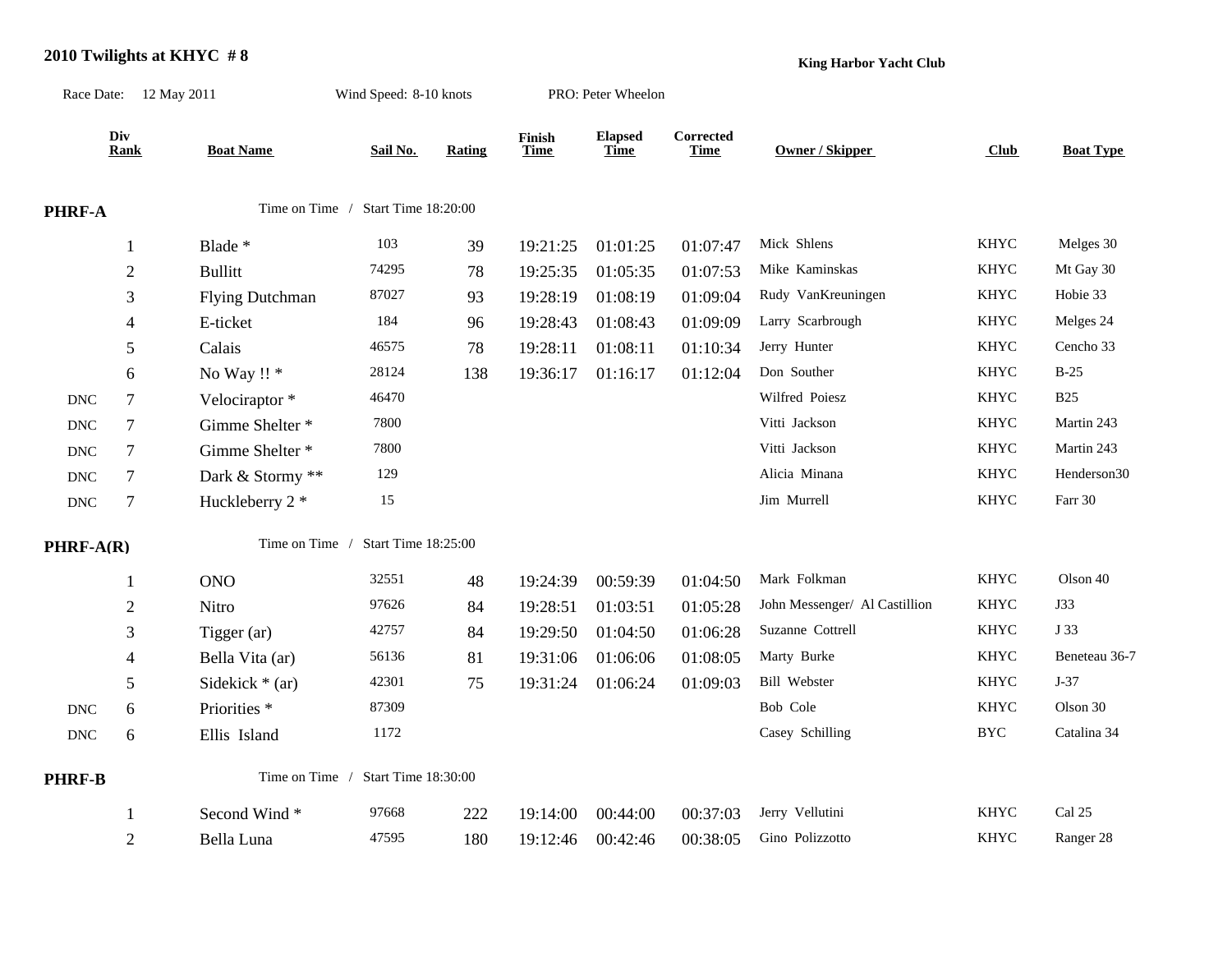## 2010 Twilights at KHYC # 8

**King Harbor Yacht Club**

Race Date: 12 May 2011 Wind Speed: 8-10 knots PRO: Peter Wheelon

| | Div Rank | Boat Name | Sail No. | Rating | Finish Time | Elapsed Time | Corrected Time | Owner / Skipper | Club | Boat Type |
|---|---|---|---|---|---|---|---|---|---|---|
| **PHRF-A** | | Time on Time / Start Time 18:20:00 | | | | | | | | |
| | 1 | Blade * | 103 | 39 | 19:21:25 | 01:01:25 | 01:07:47 | Mick Shlens | KHYC | Melges 30 |
| | 2 | Bullitt | 74295 | 78 | 19:25:35 | 01:05:35 | 01:07:53 | Mike Kaminskas | KHYC | Mt Gay 30 |
| | 3 | Flying Dutchman | 87027 | 93 | 19:28:19 | 01:08:19 | 01:09:04 | Rudy VanKreuningen | KHYC | Hobie 33 |
| | 4 | E-ticket | 184 | 96 | 19:28:43 | 01:08:43 | 01:09:09 | Larry Scarbrough | KHYC | Melges 24 |
| | 5 | Calais | 46575 | 78 | 19:28:11 | 01:08:11 | 01:10:34 | Jerry Hunter | KHYC | Cencho 33 |
| | 6 | No Way !! * | 28124 | 138 | 19:36:17 | 01:16:17 | 01:12:04 | Don Souther | KHYC | B-25 |
| DNC | 7 | Velociraptor * | 46470 | | | | | Wilfred Poiesz | KHYC | B25 |
| DNC | 7 | Gimme Shelter * | 7800 | | | | | Vitti Jackson | KHYC | Martin 243 |
| DNC | 7 | Gimme Shelter * | 7800 | | | | | Vitti Jackson | KHYC | Martin 243 |
| DNC | 7 | Dark & Stormy ** | 129 | | | | | Alicia Minana | KHYC | Henderson30 |
| DNC | 7 | Huckleberry 2 * | 15 | | | | | Jim Murrell | KHYC | Farr 30 |
| **PHRF-A(R)** | | Time on Time / Start Time 18:25:00 | | | | | | | | |
| | 1 | ONO | 32551 | 48 | 19:24:39 | 00:59:39 | 01:04:50 | Mark Folkman | KHYC | Olson 40 |
| | 2 | Nitro | 97626 | 84 | 19:28:51 | 01:03:51 | 01:05:28 | John Messenger/ Al Castillion | KHYC | J33 |
| | 3 | Tigger (ar) | 42757 | 84 | 19:29:50 | 01:04:50 | 01:06:28 | Suzanne Cottrell | KHYC | J 33 |
| | 4 | Bella Vita (ar) | 56136 | 81 | 19:31:06 | 01:06:06 | 01:08:05 | Marty Burke | KHYC | Beneteau 36-7 |
| | 5 | Sidekick * (ar) | 42301 | 75 | 19:31:24 | 01:06:24 | 01:09:03 | Bill Webster | KHYC | J-37 |
| DNC | 6 | Priorities * | 87309 | | | | | Bob Cole | KHYC | Olson 30 |
| DNC | 6 | Ellis Island | 1172 | | | | | Casey Schilling | BYC | Catalina 34 |
| **PHRF-B** | | Time on Time / Start Time 18:30:00 | | | | | | | | |
| | 1 | Second Wind * | 97668 | 222 | 19:14:00 | 00:44:00 | 00:37:03 | Jerry Vellutini | KHYC | Cal 25 |
| | 2 | Bella Luna | 47595 | 180 | 19:12:46 | 00:42:46 | 00:38:05 | Gino Polizzotto | KHYC | Ranger 28 |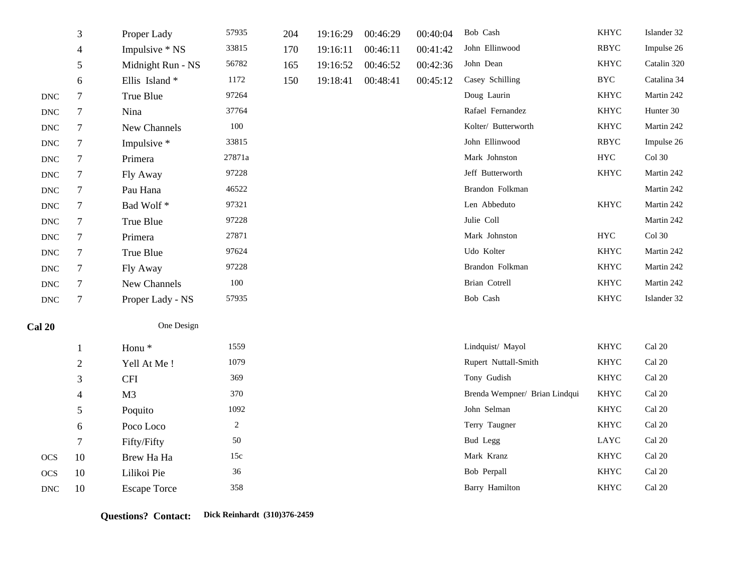| | Place | Boat | Sail # | Rating | Finish | Elapsed | Corrected | Skipper | Club | Type |
|---|---|---|---|---|---|---|---|---|---|---|
| | 3 | Proper Lady | 57935 | 204 | 19:16:29 | 00:46:29 | 00:40:04 | Bob Cash | KHYC | Islander 32 |
| | 4 | Impulsive * NS | 33815 | 170 | 19:16:11 | 00:46:11 | 00:41:42 | John Ellinwood | RBYC | Impulse 26 |
| | 5 | Midnight Run - NS | 56782 | 165 | 19:16:52 | 00:46:52 | 00:42:36 | John Dean | KHYC | Catalin 320 |
| | 6 | Ellis Island * | 1172 | 150 | 19:18:41 | 00:48:41 | 00:45:12 | Casey Schilling | BYC | Catalina 34 |
| DNC | 7 | True Blue | 97264 | | | | | Doug Laurin | KHYC | Martin 242 |
| DNC | 7 | Nina | 37764 | | | | | Rafael Fernandez | KHYC | Hunter 30 |
| DNC | 7 | New Channels | 100 | | | | | Kolter/ Butterworth | KHYC | Martin 242 |
| DNC | 7 | Impulsive * | 33815 | | | | | John Ellinwood | RBYC | Impulse 26 |
| DNC | 7 | Primera | 27871a | | | | | Mark Johnston | HYC | Col 30 |
| DNC | 7 | Fly Away | 97228 | | | | | Jeff Butterworth | KHYC | Martin 242 |
| DNC | 7 | Pau Hana | 46522 | | | | | Brandon Folkman | | Martin 242 |
| DNC | 7 | Bad Wolf * | 97321 | | | | | Len Abbeduto | KHYC | Martin 242 |
| DNC | 7 | True Blue | 97228 | | | | | Julie Coll | | Martin 242 |
| DNC | 7 | Primera | 27871 | | | | | Mark Johnston | HYC | Col 30 |
| DNC | 7 | True Blue | 97624 | | | | | Udo Kolter | KHYC | Martin 242 |
| DNC | 7 | Fly Away | 97228 | | | | | Brandon Folkman | KHYC | Martin 242 |
| DNC | 7 | New Channels | 100 | | | | | Brian Cotrell | KHYC | Martin 242 |
| DNC | 7 | Proper Lady - NS | 57935 | | | | | Bob Cash | KHYC | Islander 32 |

**Cal 20** One Design

| | Place | Boat | Sail # | Skipper | Club | Type |
|---|---|---|---|---|---|---|
| | 1 | Honu * | 1559 | Lindquist/ Mayol | KHYC | Cal 20 |
| | 2 | Yell At Me ! | 1079 | Rupert Nuttall-Smith | KHYC | Cal 20 |
| | 3 | CFI | 369 | Tony Gudish | KHYC | Cal 20 |
| | 4 | M3 | 370 | Brenda Wempner/ Brian Lindqui | KHYC | Cal 20 |
| | 5 | Poquito | 1092 | John Selman | KHYC | Cal 20 |
| | 6 | Poco Loco | 2 | Terry Taugner | KHYC | Cal 20 |
| | 7 | Fifty/Fifty | 50 | Bud Legg | LAYC | Cal 20 |
| OCS | 10 | Brew Ha Ha | 15c | Mark Kranz | KHYC | Cal 20 |
| OCS | 10 | Lilikoi Pie | 36 | Bob Perpall | KHYC | Cal 20 |
| DNC | 10 | Escape Torce | 358 | Barry Hamilton | KHYC | Cal 20 |

**Questions? Contact:** **Dick Reinhardt (310)376-2459**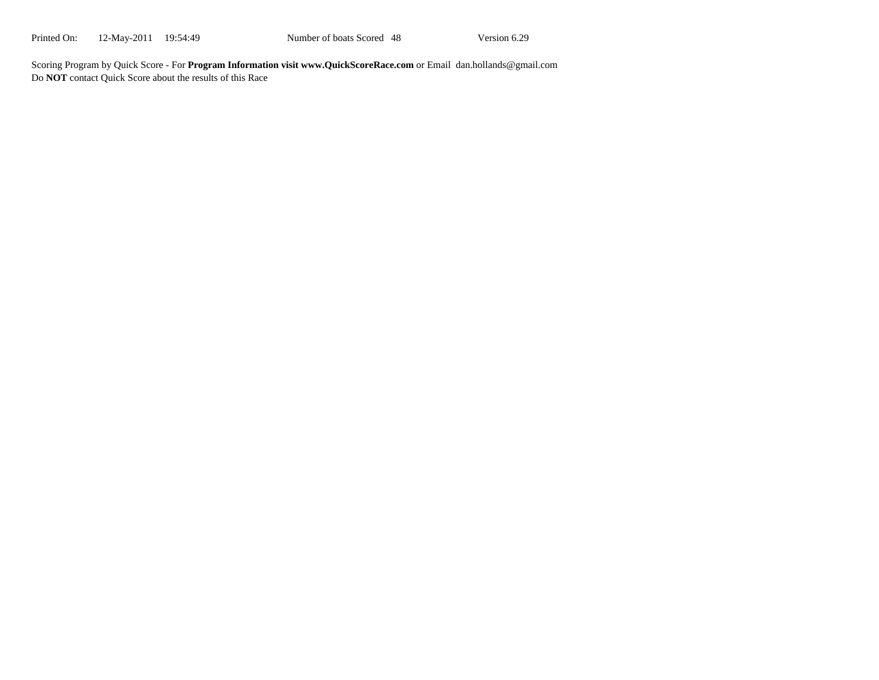Printed On: 12-May-2011 19:54:49 Number of boats Scored 48 Version 6.29

Scoring Program by Quick Score - For **Program Information visit www.QuickScoreRace.com** or Email dan.hollands@gmail.com
Do **NOT** contact Quick Score about the results of this Race